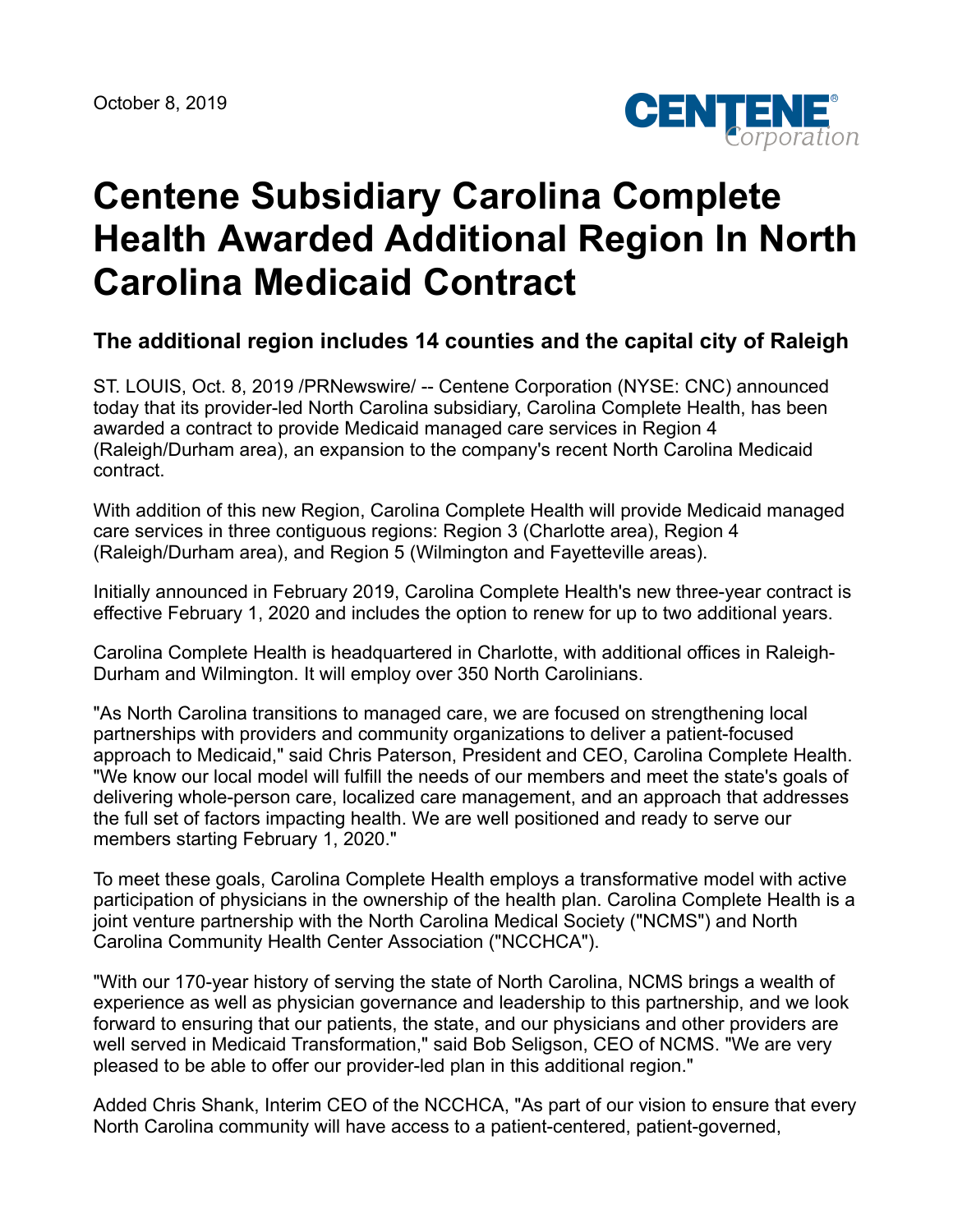October 8, 2019

# Centene Subsidiary Carolina Complete Health Awarded Additional Region In North Carolina Medicaid Contract

## The additional region includes 14 counties and the capital city of Raleigh

ST. LOUIS, Oct. 8, 2019 /PRNewswire/ -- Centene Corporation (NYSE: CNC) announced today that its provider-led North Carolina subsidiary, Carolina Complete Health, has been awarded a contract to provide Medicaid managed care services in Region 4 (Raleigh/Durham area), an expansion to the company's recent North Carolina Medicaid contract.

With addition of this new Region, Carolina Complete Health will provide Medicaid managed care services in three contiguous regions: Region 3 (Charlotte area), Region 4 (Raleigh/Durham area), and Region 5 (Wilmington and Fayetteville areas).

Initially announced in February 2019, Carolina Complete Health's new three-year contract is effective February 1, 2020 and includes the option to renew for up to two additional years.

Carolina Complete Health is headquartered in Charlotte, with additional offices in Raleigh-Durham and Wilmington. It will employ over 350 North Carolinians.

"As North Carolina transitions to managed care, we are focused on strengthening local partnerships with providers and community organizations to deliver a patient-focused approach to Medicaid," said Chris Paterson, President and CEO, Carolina Complete Health. "We know our local model will fulfill the needs of our members and meet the state's goals of delivering whole-person care, localized care management, and an approach that addresses the full set of factors impacting health. We are well positioned and ready to serve our members starting February 1, 2020."

To meet these goals, Carolina Complete Health employs a transformative model with active participation of physicians in the ownership of the health plan. Carolina Complete Health is a joint venture partnership with the North Carolina Medical Society ("NCMS") and North Carolina Community Health Center Association ("NCCHCA").

"With our 170-year history of serving the state of North Carolina, NCMS brings a wealth of experience as well as physician governance and leadership to this partnership, and we look forward to ensuring that our patients, the state, and our physicians and other providers are well served in Medicaid Transformation," said Bob Seligson, CEO of NCMS. "We are very pleased to be able to offer our provider-led plan in this additional region."

Added Chris Shank, Interim CEO of the NCCHCA, "As part of our vision to ensure that every North Carolina community will have access to a patient-centered, patient-governed,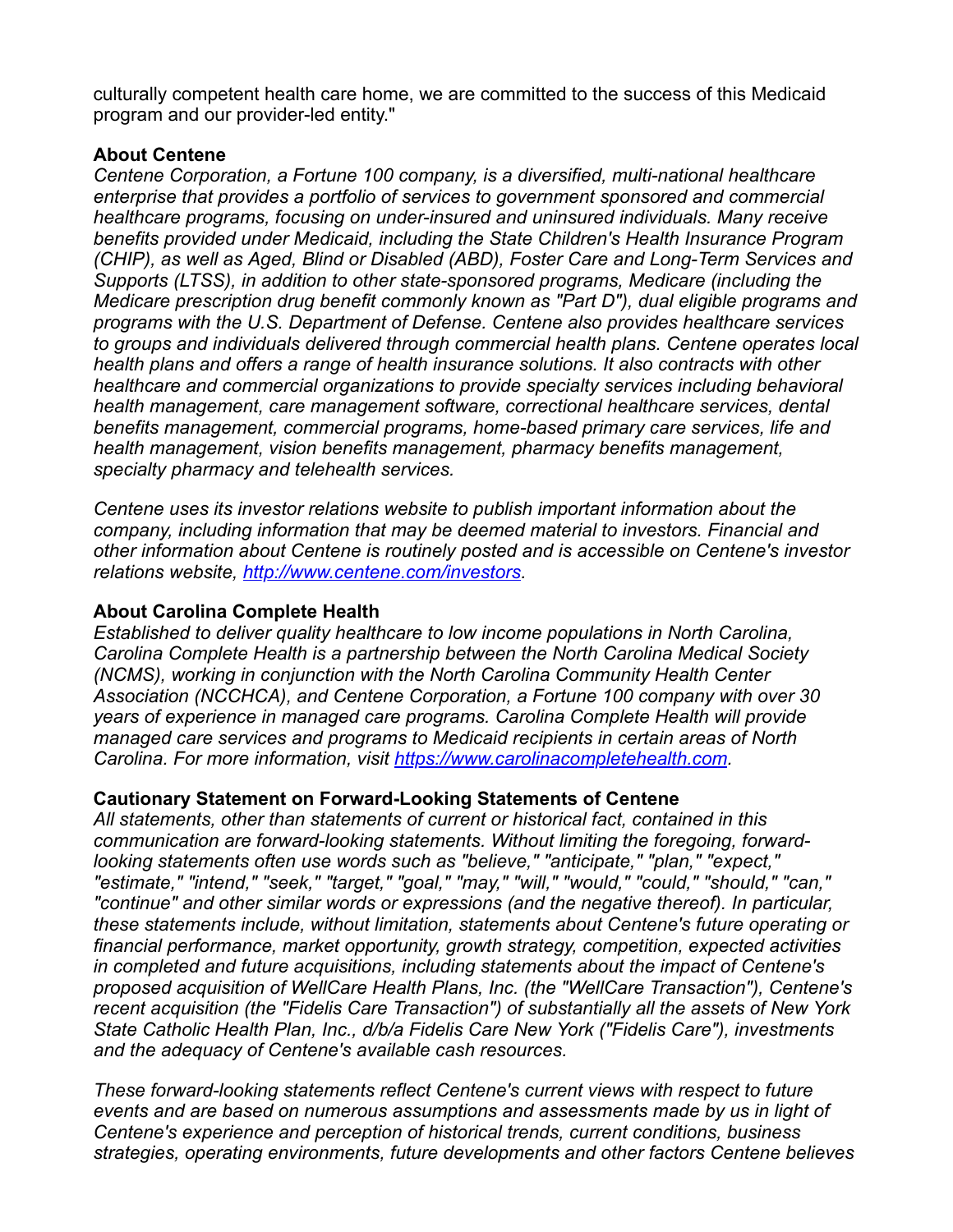culturally competent health care home, we are committed to the success of this Medicaid program and our provider-led entity."

**About Centene**

*Centene Corporation, a Fortune 100 company, is a diversified, multi-national healthcare enterprise that provides a portfolio of services to government sponsored and commercial healthcare programs, focusing on under-insured and uninsured individuals. Many receive benefits provided under Medicaid, including the State Children's Health Insurance Program (CHIP), as well as Aged, Blind or Disabled (ABD), Foster Care and Long-Term Services and Supports (LTSS), in addition to other state-sponsored programs, Medicare (including the Medicare prescription drug benefit commonly known as "Part D"), dual eligible programs and programs with the U.S. Department of Defense. Centene also provides healthcare services to groups and individuals delivered through commercial health plans. Centene operates local health plans and offers a range of health insurance solutions. It also contracts with other healthcare and commercial organizations to provide specialty services including behavioral health management, care management software, correctional healthcare services, dental benefits management, commercial programs, home-based primary care services, life and health management, vision benefits management, pharmacy benefits management, specialty pharmacy and telehealth services.*

*Centene uses its investor relations website to publish important information about the company, including information that may be deemed material to investors. Financial and other information about Centene is routinely posted and is accessible on Centene's investor relations website, [http://www.centene.com/investors](http://www.centene.com/investors).*

**About Carolina Complete Health**

*Established to deliver quality healthcare to low income populations in North Carolina, Carolina Complete Health is a partnership between the North Carolina Medical Society (NCMS), working in conjunction with the North Carolina Community Health Center Association (NCCHCA), and Centene Corporation, a Fortune 100 company with over 30 years of experience in managed care programs. Carolina Complete Health will provide managed care services and programs to Medicaid recipients in certain areas of North Carolina. For more information, visit [https://www.carolinacompletehealth.com](https://www.carolinacompletehealth.com).*

**Cautionary Statement on Forward-Looking Statements of Centene**

*All statements, other than statements of current or historical fact, contained in this communication are forward-looking statements. Without limiting the foregoing, forward-looking statements often use words such as "believe," "anticipate," "plan," "expect," "estimate," "intend," "seek," "target," "goal," "may," "will," "would," "could," "should," "can," "continue" and other similar words or expressions (and the negative thereof). In particular, these statements include, without limitation, statements about Centene's future operating or financial performance, market opportunity, growth strategy, competition, expected activities in completed and future acquisitions, including statements about the impact of Centene's proposed acquisition of WellCare Health Plans, Inc. (the "WellCare Transaction"), Centene's recent acquisition (the "Fidelis Care Transaction") of substantially all the assets of New York State Catholic Health Plan, Inc., d/b/a Fidelis Care New York ("Fidelis Care"), investments and the adequacy of Centene's available cash resources.*

*These forward-looking statements reflect Centene's current views with respect to future events and are based on numerous assumptions and assessments made by us in light of Centene's experience and perception of historical trends, current conditions, business strategies, operating environments, future developments and other factors Centene believes*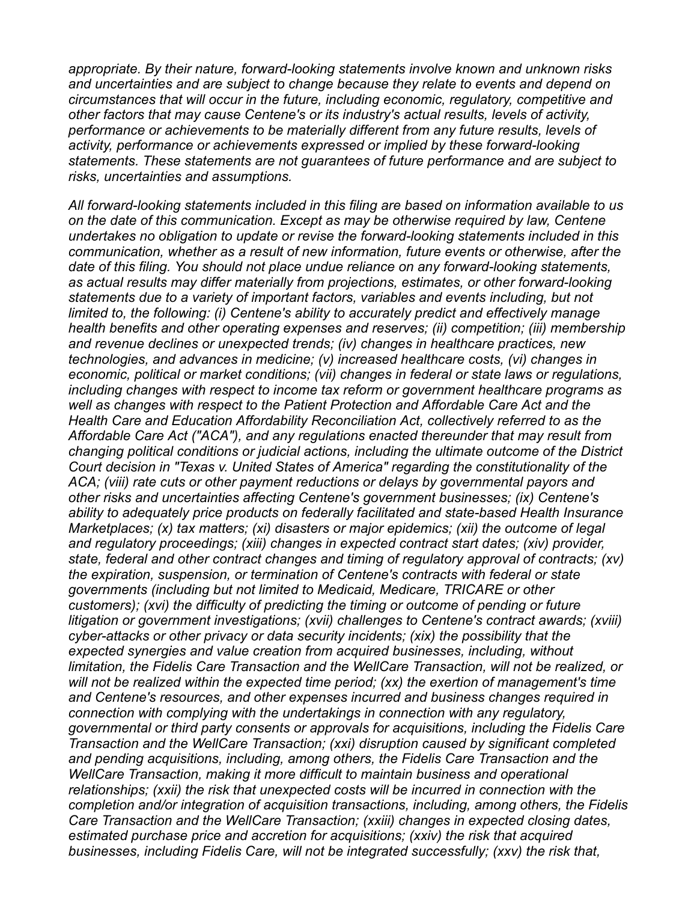*appropriate. By their nature, forward-looking statements involve known and unknown risks and uncertainties and are subject to change because they relate to events and depend on circumstances that will occur in the future, including economic, regulatory, competitive and other factors that may cause Centene's or its industry's actual results, levels of activity, performance or achievements to be materially different from any future results, levels of activity, performance or achievements expressed or implied by these forward-looking statements. These statements are not guarantees of future performance and are subject to risks, uncertainties and assumptions.*

*All forward-looking statements included in this filing are based on information available to us on the date of this communication. Except as may be otherwise required by law, Centene undertakes no obligation to update or revise the forward-looking statements included in this communication, whether as a result of new information, future events or otherwise, after the date of this filing. You should not place undue reliance on any forward-looking statements, as actual results may differ materially from projections, estimates, or other forward-looking statements due to a variety of important factors, variables and events including, but not limited to, the following: (i) Centene's ability to accurately predict and effectively manage health benefits and other operating expenses and reserves; (ii) competition; (iii) membership and revenue declines or unexpected trends; (iv) changes in healthcare practices, new technologies, and advances in medicine; (v) increased healthcare costs, (vi) changes in economic, political or market conditions; (vii) changes in federal or state laws or regulations, including changes with respect to income tax reform or government healthcare programs as well as changes with respect to the Patient Protection and Affordable Care Act and the Health Care and Education Affordability Reconciliation Act, collectively referred to as the Affordable Care Act ("ACA"), and any regulations enacted thereunder that may result from changing political conditions or judicial actions, including the ultimate outcome of the District Court decision in "Texas v. United States of America" regarding the constitutionality of the ACA; (viii) rate cuts or other payment reductions or delays by governmental payors and other risks and uncertainties affecting Centene's government businesses; (ix) Centene's ability to adequately price products on federally facilitated and state-based Health Insurance Marketplaces; (x) tax matters; (xi) disasters or major epidemics; (xii) the outcome of legal and regulatory proceedings; (xiii) changes in expected contract start dates; (xiv) provider, state, federal and other contract changes and timing of regulatory approval of contracts; (xv) the expiration, suspension, or termination of Centene's contracts with federal or state governments (including but not limited to Medicaid, Medicare, TRICARE or other customers); (xvi) the difficulty of predicting the timing or outcome of pending or future litigation or government investigations; (xvii) challenges to Centene's contract awards; (xviii) cyber-attacks or other privacy or data security incidents; (xix) the possibility that the expected synergies and value creation from acquired businesses, including, without limitation, the Fidelis Care Transaction and the WellCare Transaction, will not be realized, or will not be realized within the expected time period; (xx) the exertion of management's time and Centene's resources, and other expenses incurred and business changes required in connection with complying with the undertakings in connection with any regulatory, governmental or third party consents or approvals for acquisitions, including the Fidelis Care Transaction and the WellCare Transaction; (xxi) disruption caused by significant completed and pending acquisitions, including, among others, the Fidelis Care Transaction and the WellCare Transaction, making it more difficult to maintain business and operational relationships; (xxii) the risk that unexpected costs will be incurred in connection with the completion and/or integration of acquisition transactions, including, among others, the Fidelis Care Transaction and the WellCare Transaction; (xxiii) changes in expected closing dates, estimated purchase price and accretion for acquisitions; (xxiv) the risk that acquired businesses, including Fidelis Care, will not be integrated successfully; (xxv) the risk that,*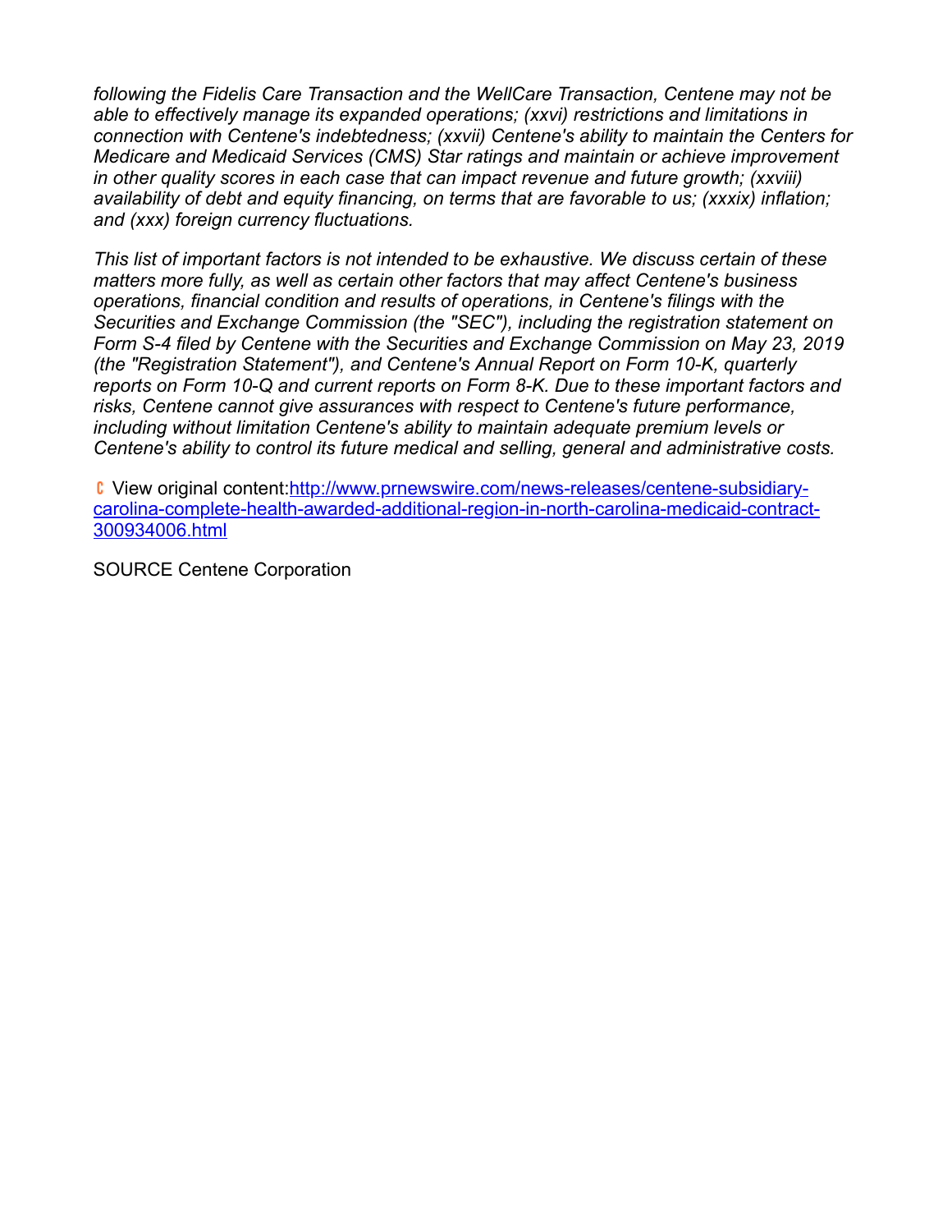*following the Fidelis Care Transaction and the WellCare Transaction, Centene may not be able to effectively manage its expanded operations; (xxvi) restrictions and limitations in connection with Centene's indebtedness; (xxvii) Centene's ability to maintain the Centers for Medicare and Medicaid Services (CMS) Star ratings and maintain or achieve improvement in other quality scores in each case that can impact revenue and future growth; (xxviii) availability of debt and equity financing, on terms that are favorable to us; (xxxix) inflation; and (xxx) foreign currency fluctuations.*

*This list of important factors is not intended to be exhaustive. We discuss certain of these matters more fully, as well as certain other factors that may affect Centene's business operations, financial condition and results of operations, in Centene's filings with the Securities and Exchange Commission (the "SEC"), including the registration statement on Form S-4 filed by Centene with the Securities and Exchange Commission on May 23, 2019 (the "Registration Statement"), and Centene's Annual Report on Form 10-K, quarterly reports on Form 10-Q and current reports on Form 8-K. Due to these important factors and risks, Centene cannot give assurances with respect to Centene's future performance, including without limitation Centene's ability to maintain adequate premium levels or Centene's ability to control its future medical and selling, general and administrative costs.*

View original content:[http://www.prnewswire.com/news-releases/centene-subsidiary-carolina-complete-health-awarded-additional-region-in-north-carolina-medicaid-contract-300934006.html](http://www.prnewswire.com/news-releases/centene-subsidiary-carolina-complete-health-awarded-additional-region-in-north-carolina-medicaid-contract-300934006.html)

SOURCE Centene Corporation